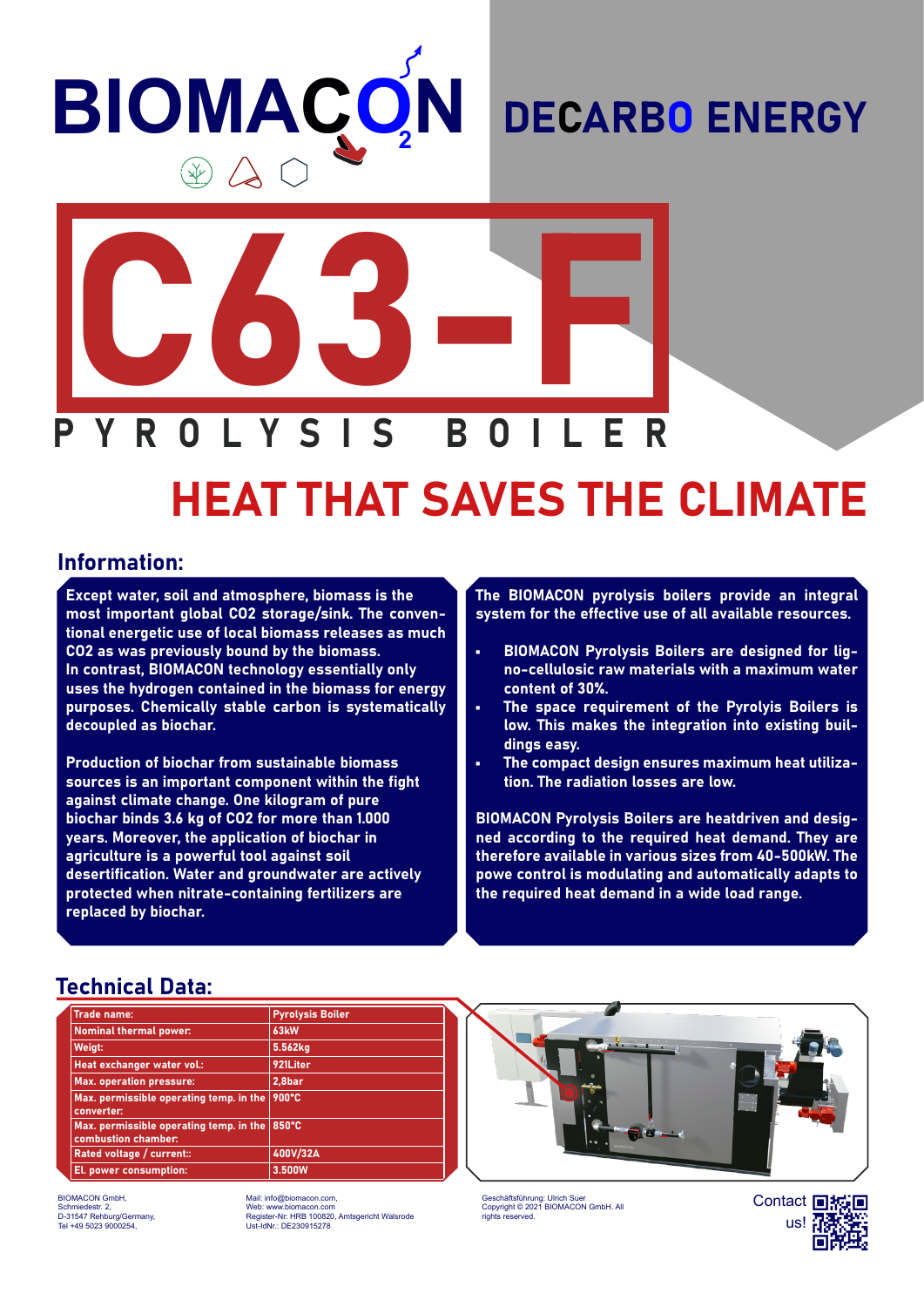BIOMACON

DECARBO ENERGY

# C63-F

## PYROLYSIS BOILER

# HEAT THAT SAVES THE CLIMATE

## Information:

Except water, soil and atmosphere, biomass is the most important global CO2 storage/sink. The conventional energetic use of local biomass releases as much CO2 as was previously bound by the biomass.
In contrast, BIOMACON technology essentially only uses the hydrogen contained in the biomass for energy purposes. Chemically stable carbon is systematically decoupled as biochar.

Production of biochar from sustainable biomass sources is an important component within the fight against climate change. One kilogram of pure biochar binds 3.6 kg of CO2 for more than 1.000 years. Moreover, the application of biochar in agriculture is a powerful tool against soil desertification. Water and groundwater are actively protected when nitrate-containing fertilizers are replaced by biochar.

The BIOMACON pyrolysis boilers provide an integral system for the effective use of all available resources.

- BIOMACON Pyrolysis Boilers are designed for ligno-cellulosic raw materials with a maximum water content of 30%.
- The space requirement of the Pyrolyis Boilers is low. This makes the integration into existing buildings easy.
- The compact design ensures maximum heat utilization. The radiation losses are low.

BIOMACON Pyrolysis Boilers are heatdriven and designed according to the required heat demand. They are therefore available in various sizes from 40-500kW. The powe control is modulating and automatically adapts to the required heat demand in a wide load range.

## Technical Data:

| Trade name: | Pyrolysis Boiler |
|---|---|
| Nominal thermal power: | 63kW |
| Weigt: | 5.562kg |
| Heat exchanger water vol.: | 921Liter |
| Max. operation pressure: | 2,8bar |
| Max. permissible operating temp. in the converter: | 900°C |
| Max. permissible operating temp. in the combustion chamber: | 850°C |
| Rated voltage / current:: | 400V/32A |
| El. power consumption: | 3.500W |

BIOMACON GmbH,
Schmiedestr. 2,
D-31547 Rehburg/Germany,
Tel +49 5023 9000254,

Mail: info@biomacon.com,
Web: www.biomacon.com
Register-Nr: HRB 100820, Amtsgericht Walsrode
Ust-IdNr.: DE230915278

Geschäftsführung: Ulrich Suer
Copyright © 2021 BIOMACON GmbH. All rights reserved.

Contact us!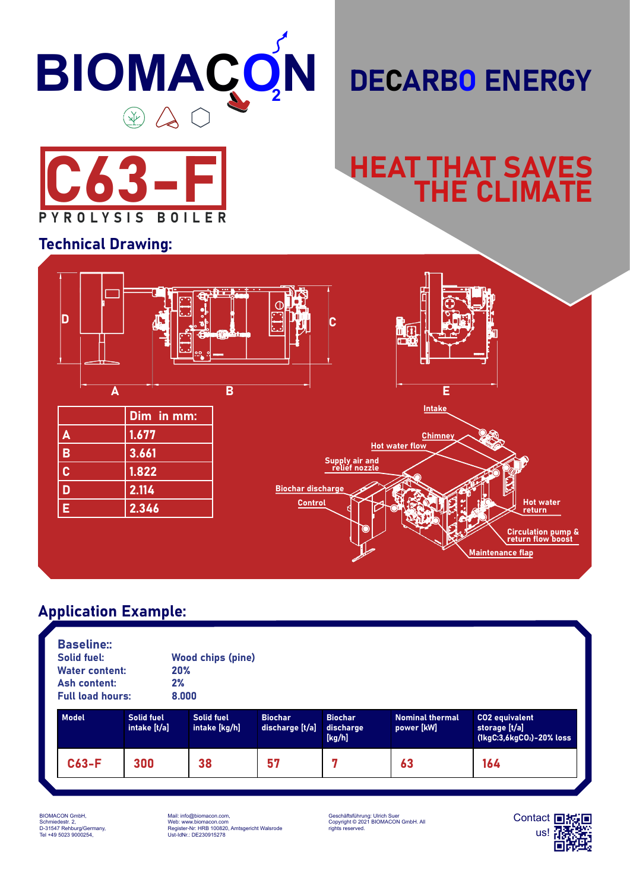# BIOMACON

## DECARBO ENERGY

# C63-F

PYROLYSIS BOILER

## HEAT THAT SAVES THE CLIMATE

## Technical Drawing:

A

B

C

D

E

Intake

Chimney

Hot water flow

Supply air and relief nozzle

Biochar discharge

Control

Hot water return

Circulation pump & return flow boost

Maintenance flap

| | Dim in mm: |
|---|---|
| A | 1.677 |
| B | 3.661 |
| C | 1.822 |
| D | 2.114 |
| E | 2.346 |

## Application Example:

**Baseline::**

**Solid fuel:** Wood chips (pine)
**Water content:** 20%
**Ash content:** 2%
**Full load hours:** 8.000

| Model | Solid fuel intake [t/a] | Solid fuel intake [kg/h] | Biochar discharge [t/a] | Biochar discharge [kg/h] | Nominal thermal power [kW] | CO2 equivalent storage [t/a] (1kgC:3,6kgCO₂)-20% loss |
|---|---|---|---|---|---|---|
| C63-F | 300 | 38 | 57 | 7 | 63 | 164 |

BIOMACON GmbH,
Schmiedestr. 2,
D-31547 Rehburg/Germany,
Tel +49 5023 9000254,

Mail: info@biomacon.com,
Web: www.biomacon.com
Register-Nr: HRB 100820, Amtsgericht Walsrode
Ust-IdNr.: DE230915278

Geschäftsführung: Ulrich Suer
Copyright © 2021 BIOMACON GmbH. All rights reserved.

Contact us!